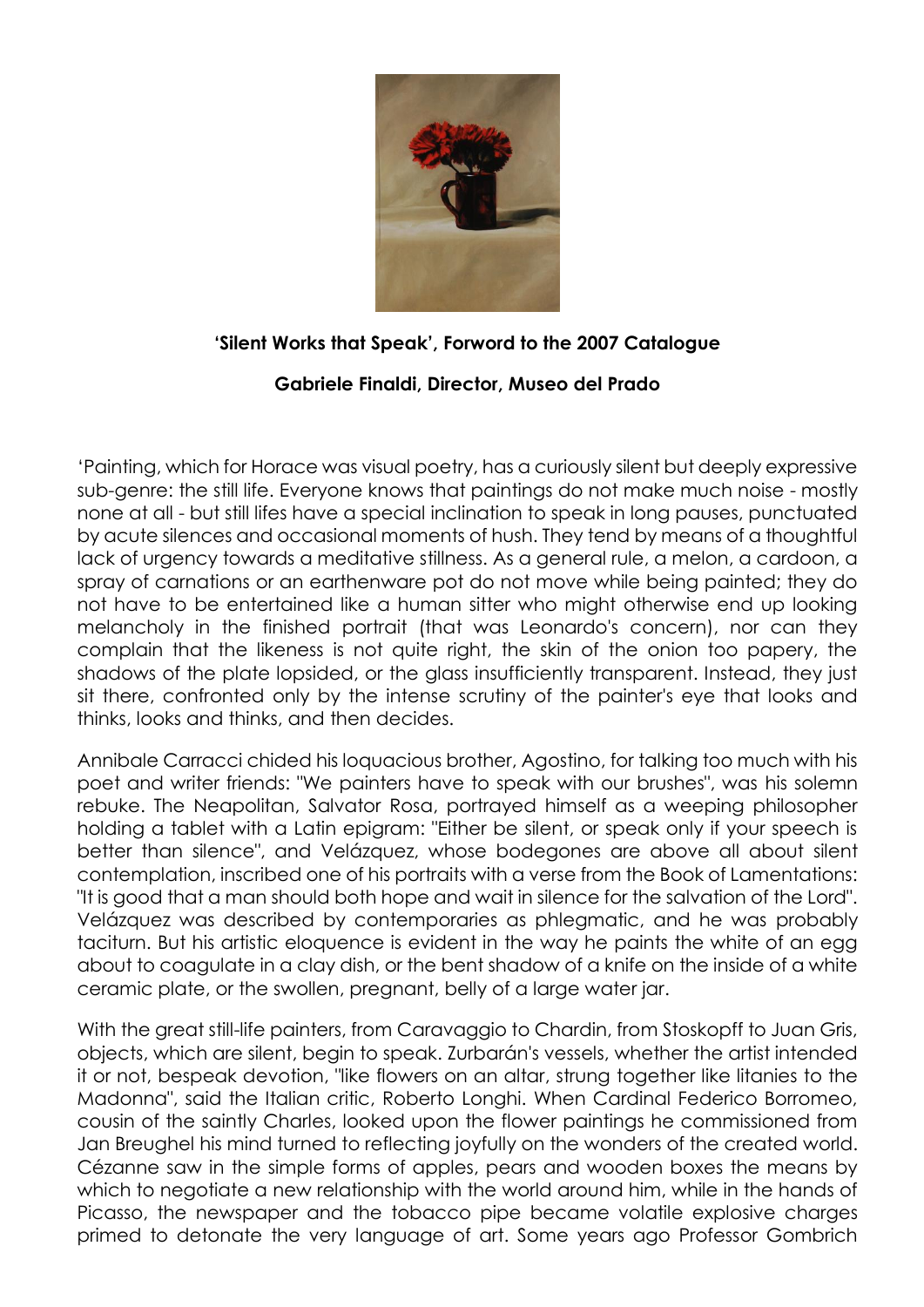**'Silent Works that Speak', Forword to the 2007 Catalogue**

**Gabriele Finaldi, Director, Museo del Prado**

'Painting, which for Horace was visual poetry, has a curiously silent but deeply expressive sub-genre: the still life. Everyone knows that paintings do not make much noise - mostly none at all - but still lifes have a special inclination to speak in long pauses, punctuated by acute silences and occasional moments of hush. They tend by means of a thoughtful lack of urgency towards a meditative stillness. As a general rule, a melon, a cardoon, a spray of carnations or an earthenware pot do not move while being painted; they do not have to be entertained like a human sitter who might otherwise end up looking melancholy in the finished portrait (that was Leonardo's concern), nor can they complain that the likeness is not quite right, the skin of the onion too papery, the shadows of the plate lopsided, or the glass insufficiently transparent. Instead, they just sit there, confronted only by the intense scrutiny of the painter's eye that looks and thinks, looks and thinks, and then decides.

Annibale Carracci chided his loquacious brother, Agostino, for talking too much with his poet and writer friends: "We painters have to speak with our brushes", was his solemn rebuke. The Neapolitan, Salvator Rosa, portrayed himself as a weeping philosopher holding a tablet with a Latin epigram: "Either be silent, or speak only if your speech is better than silence", and Velázquez, whose bodegones are above all about silent contemplation, inscribed one of his portraits with a verse from the Book of Lamentations: "It is good that a man should both hope and wait in silence for the salvation of the Lord". Velázquez was described by contemporaries as phlegmatic, and he was probably taciturn. But his artistic eloquence is evident in the way he paints the white of an egg about to coagulate in a clay dish, or the bent shadow of a knife on the inside of a white ceramic plate, or the swollen, pregnant, belly of a large water jar.

With the great still-life painters, from Caravaggio to Chardin, from Stoskopff to Juan Gris, objects, which are silent, begin to speak. Zurbarán's vessels, whether the artist intended it or not, bespeak devotion, "like flowers on an altar, strung together like litanies to the Madonna", said the Italian critic, Roberto Longhi. When Cardinal Federico Borromeo, cousin of the saintly Charles, looked upon the flower paintings he commissioned from Jan Breughel his mind turned to reflecting joyfully on the wonders of the created world. Cézanne saw in the simple forms of apples, pears and wooden boxes the means by which to negotiate a new relationship with the world around him, while in the hands of Picasso, the newspaper and the tobacco pipe became volatile explosive charges primed to detonate the very language of art. Some years ago Professor Gombrich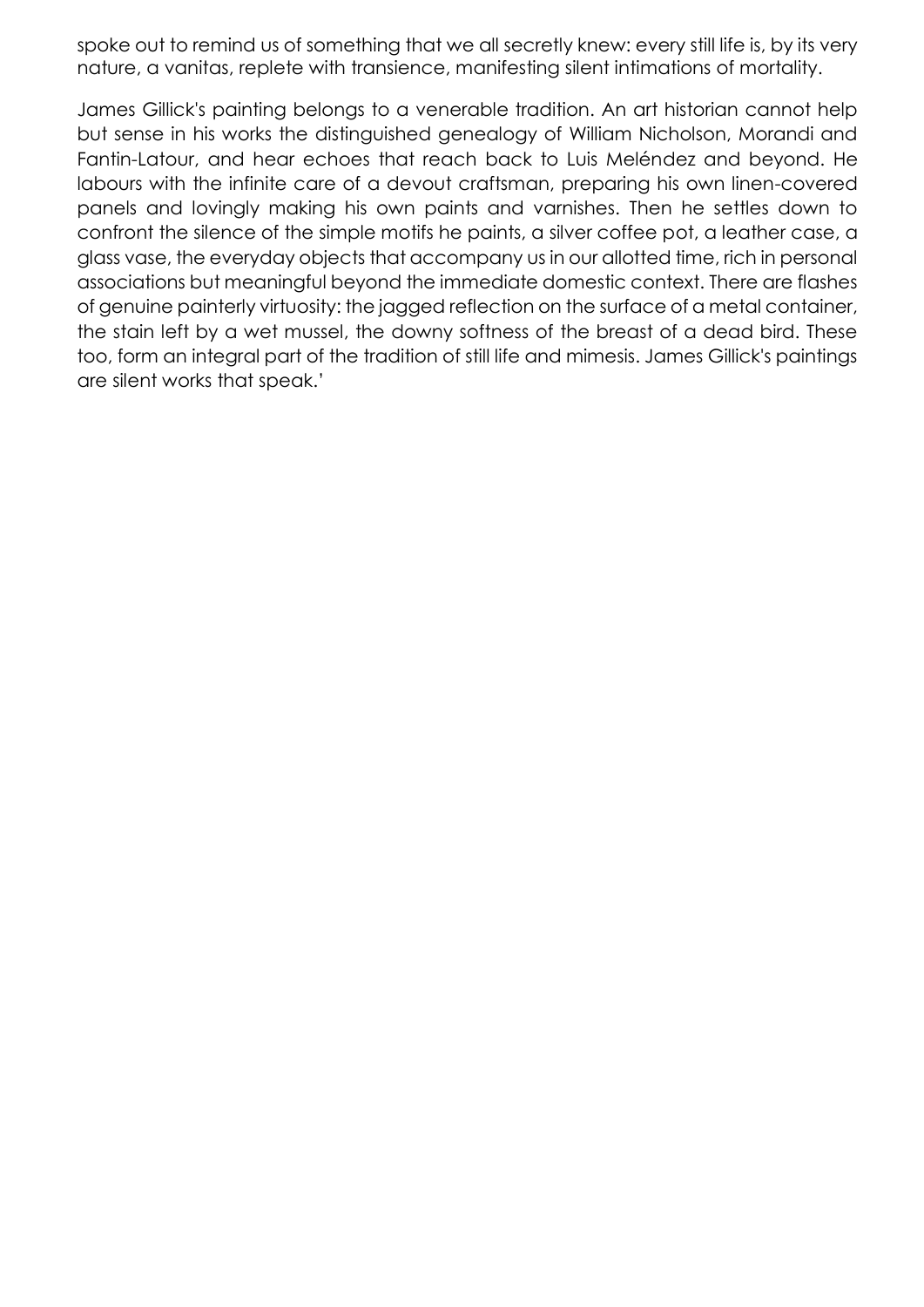spoke out to remind us of something that we all secretly knew: every still life is, by its very nature, a vanitas, replete with transience, manifesting silent intimations of mortality.

James Gillick's painting belongs to a venerable tradition. An art historian cannot help but sense in his works the distinguished genealogy of William Nicholson, Morandi and Fantin-Latour, and hear echoes that reach back to Luis Meléndez and beyond. He labours with the infinite care of a devout craftsman, preparing his own linen-covered panels and lovingly making his own paints and varnishes. Then he settles down to confront the silence of the simple motifs he paints, a silver coffee pot, a leather case, a glass vase, the everyday objects that accompany us in our allotted time, rich in personal associations but meaningful beyond the immediate domestic context. There are flashes of genuine painterly virtuosity: the jagged reflection on the surface of a metal container, the stain left by a wet mussel, the downy softness of the breast of a dead bird. These too, form an integral part of the tradition of still life and mimesis. James Gillick's paintings are silent works that speak.'